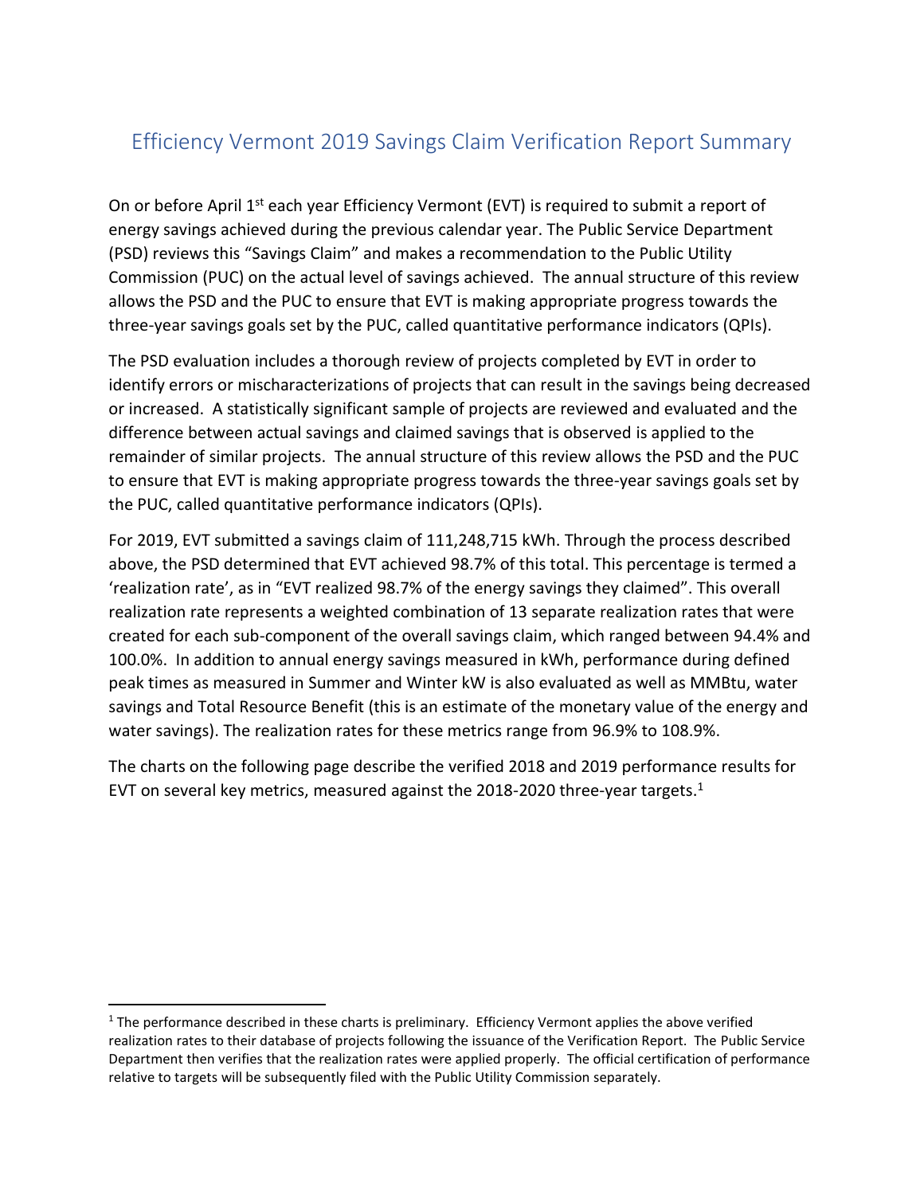# Efficiency Vermont 2019 Savings Claim Verification Report Summary

On or before April 1st each year Efficiency Vermont (EVT) is required to submit a report of energy savings achieved during the previous calendar year. The Public Service Department (PSD) reviews this "Savings Claim" and makes a recommendation to the Public Utility Commission (PUC) on the actual level of savings achieved. The annual structure of this review allows the PSD and the PUC to ensure that EVT is making appropriate progress towards the three-year savings goals set by the PUC, called quantitative performance indicators (QPIs).

The PSD evaluation includes a thorough review of projects completed by EVT in order to identify errors or mischaracterizations of projects that can result in the savings being decreased or increased. A statistically significant sample of projects are reviewed and evaluated and the difference between actual savings and claimed savings that is observed is applied to the remainder of similar projects. The annual structure of this review allows the PSD and the PUC to ensure that EVT is making appropriate progress towards the three-year savings goals set by the PUC, called quantitative performance indicators (QPIs).

For 2019, EVT submitted a savings claim of 111,248,715 kWh. Through the process described above, the PSD determined that EVT achieved 98.7% of this total. This percentage is termed a 'realization rate', as in "EVT realized 98.7% of the energy savings they claimed". This overall realization rate represents a weighted combination of 13 separate realization rates that were created for each sub-component of the overall savings claim, which ranged between 94.4% and 100.0%. In addition to annual energy savings measured in kWh, performance during defined peak times as measured in Summer and Winter kW is also evaluated as well as MMBtu, water savings and Total Resource Benefit (this is an estimate of the monetary value of the energy and water savings). The realization rates for these metrics range from 96.9% to 108.9%.

The charts on the following page describe the verified 2018 and 2019 performance results for EVT on several key metrics, measured against the 2018-2020 three-year targets.[1]

[1] The performance described in these charts is preliminary. Efficiency Vermont applies the above verified realization rates to their database of projects following the issuance of the Verification Report. The Public Service Department then verifies that the realization rates were applied properly. The official certification of performance relative to targets will be subsequently filed with the Public Utility Commission separately.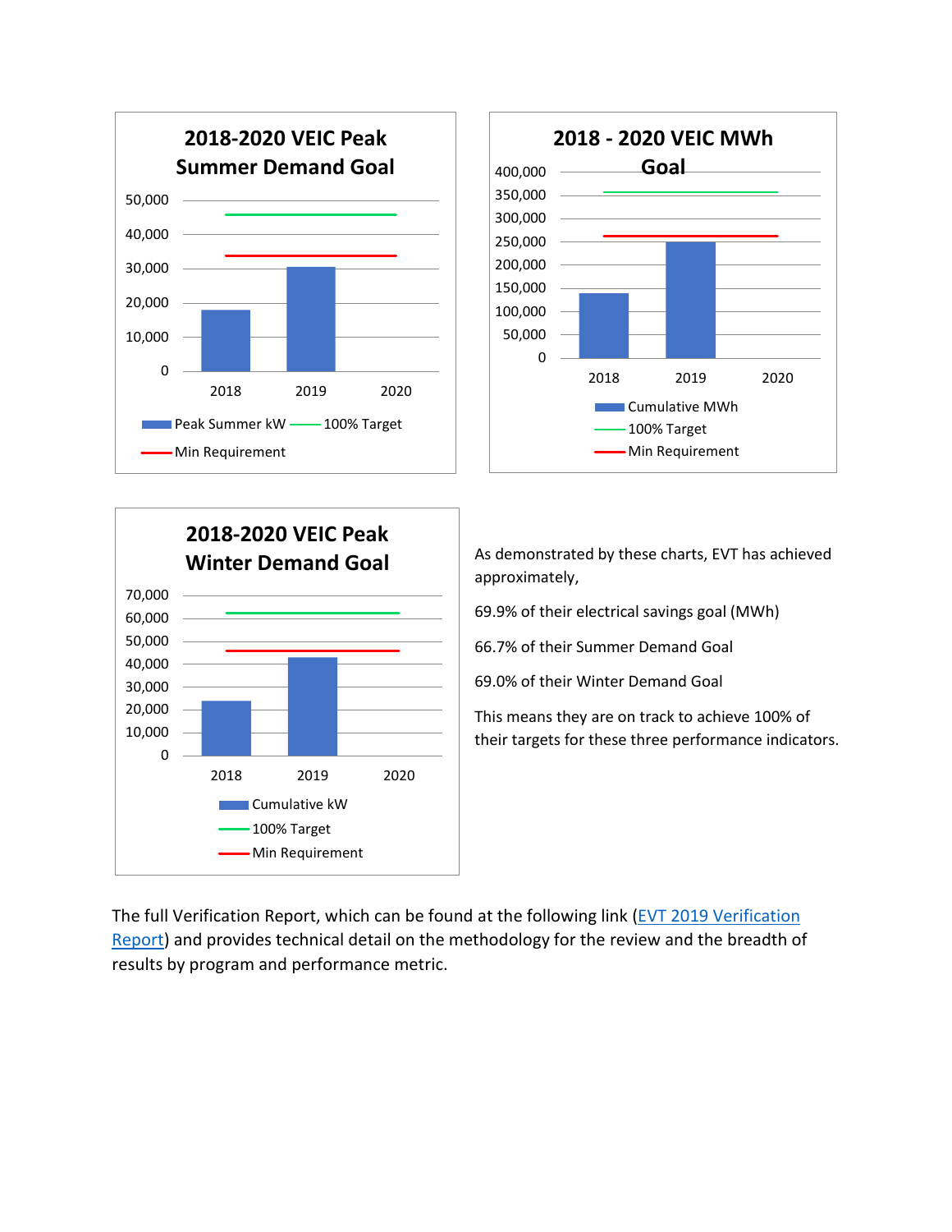2018-2020 VEIC Peak Summer Demand Goal

50,000
40,000
30,000
20,000
10,000
0

2018
2019
2020

Peak Summer kW
100% Target
Min Requirement

2018 - 2020 VEIC MWh Goal

400,000
350,000
300,000
250,000
200,000
150,000
100,000
50,000
0

2018
2019
2020

Cumulative MWh
100% Target
Min Requirement

2018-2020 VEIC Peak Winter Demand Goal

70,000
60,000
50,000
40,000
30,000
20,000
10,000
0

2018
2019
2020

Cumulative kW
100% Target
Min Requirement

As demonstrated by these charts, EVT has achieved approximately,

69.9% of their electrical savings goal (MWh)

66.7% of their Summer Demand Goal

69.0% of their Winter Demand Goal

This means they are on track to achieve 100% of their targets for these three performance indicators.

The full Verification Report, which can be found at the following link (EVT 2019 Verification Report) and provides technical detail on the methodology for the review and the breadth of results by program and performance metric.